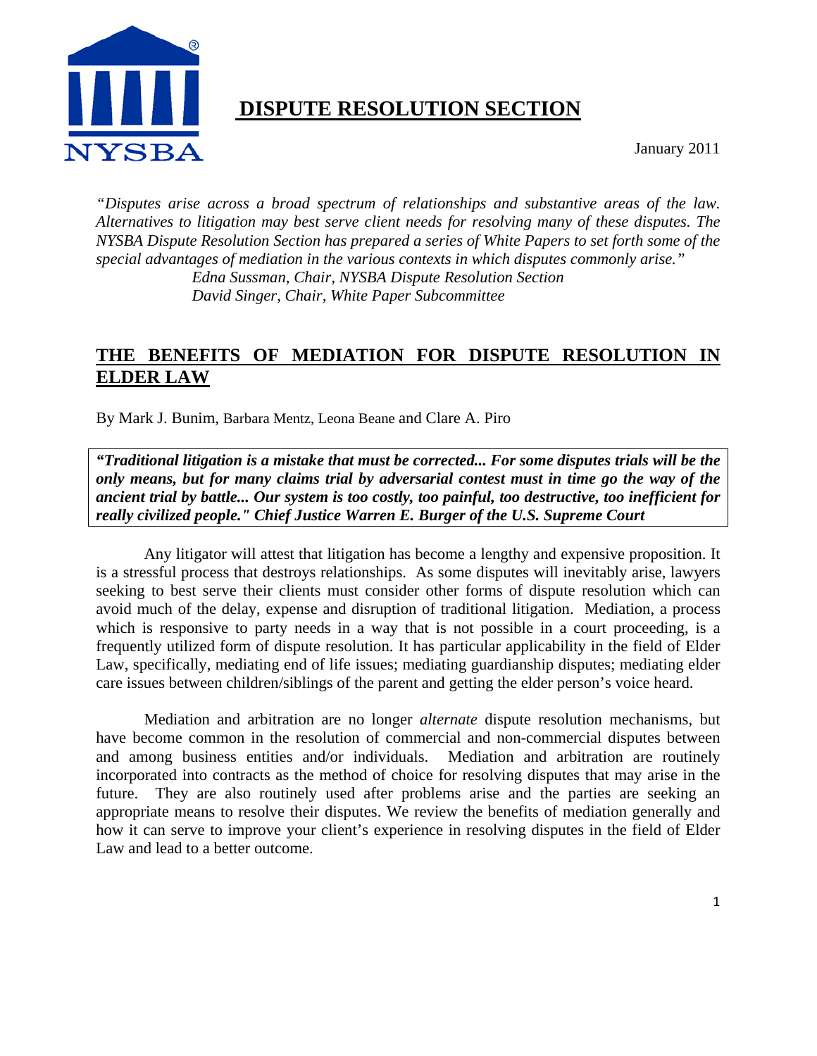# DISPUTE RESOLUTION SECTION

January 2011

*"Disputes arise across a broad spectrum of relationships and substantive areas of the law. Alternatives to litigation may best serve client needs for resolving many of these disputes. The NYSBA Dispute Resolution Section has prepared a series of White Papers to set forth some of the special advantages of mediation in the various contexts in which disputes commonly arise."*
*Edna Sussman, Chair, NYSBA Dispute Resolution Section*
*David Singer, Chair, White Paper Subcommittee*

## THE BENEFITS OF MEDIATION FOR DISPUTE RESOLUTION IN ELDER LAW

By Mark J. Bunim, Barbara Mentz, Leona Beane and Clare A. Piro

***"Traditional litigation is a mistake that must be corrected... For some disputes trials will be the only means, but for many claims trial by adversarial contest must in time go the way of the ancient trial by battle... Our system is too costly, too painful, too destructive, too inefficient for really civilized people." Chief Justice Warren E. Burger of the U.S. Supreme Court***

Any litigator will attest that litigation has become a lengthy and expensive proposition. It is a stressful process that destroys relationships. As some disputes will inevitably arise, lawyers seeking to best serve their clients must consider other forms of dispute resolution which can avoid much of the delay, expense and disruption of traditional litigation. Mediation, a process which is responsive to party needs in a way that is not possible in a court proceeding, is a frequently utilized form of dispute resolution. It has particular applicability in the field of Elder Law, specifically, mediating end of life issues; mediating guardianship disputes; mediating elder care issues between children/siblings of the parent and getting the elder person's voice heard.

Mediation and arbitration are no longer *alternate* dispute resolution mechanisms, but have become common in the resolution of commercial and non-commercial disputes between and among business entities and/or individuals. Mediation and arbitration are routinely incorporated into contracts as the method of choice for resolving disputes that may arise in the future. They are also routinely used after problems arise and the parties are seeking an appropriate means to resolve their disputes. We review the benefits of mediation generally and how it can serve to improve your client's experience in resolving disputes in the field of Elder Law and lead to a better outcome.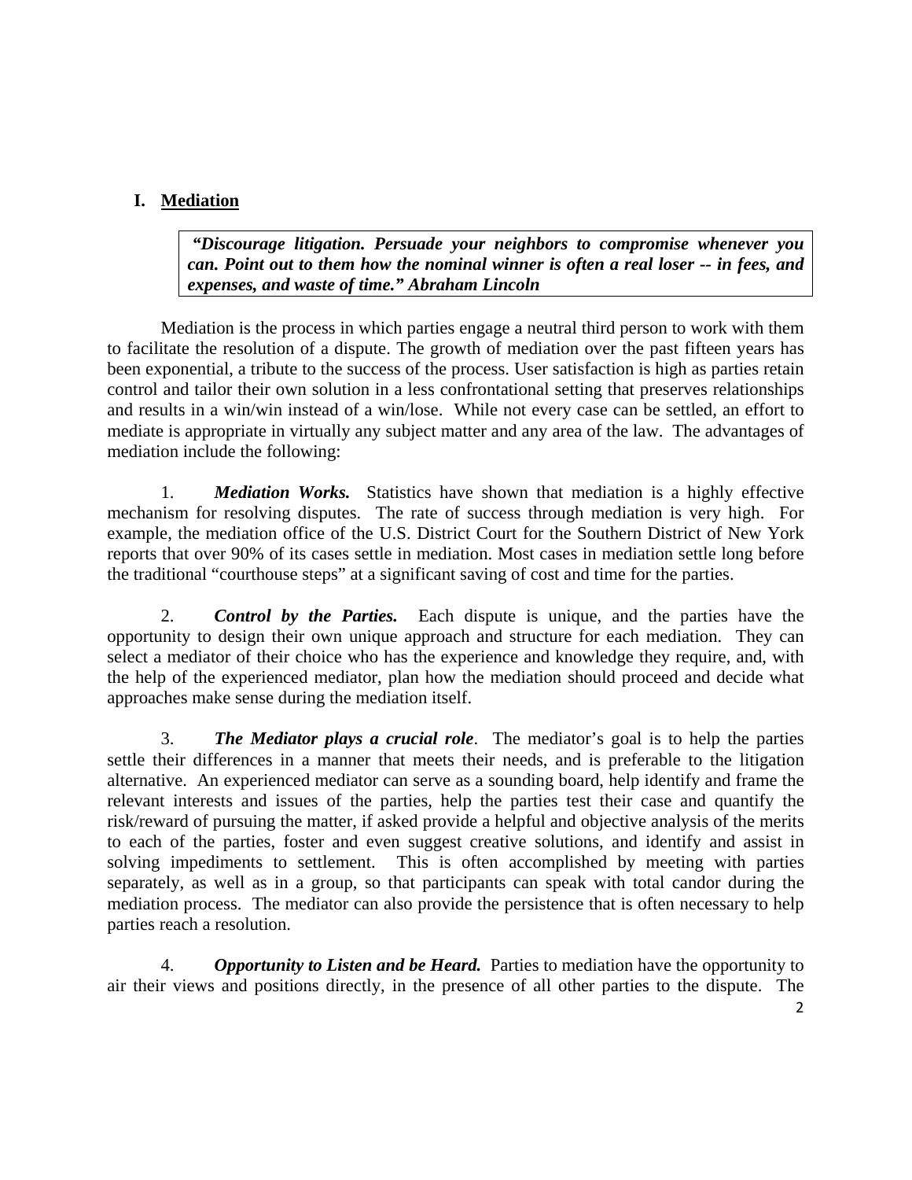## I. Mediation

> ***"Discourage litigation. Persuade your neighbors to compromise whenever you can. Point out to them how the nominal winner is often a real loser -- in fees, and expenses, and waste of time." Abraham Lincoln***

Mediation is the process in which parties engage a neutral third person to work with them to facilitate the resolution of a dispute. The growth of mediation over the past fifteen years has been exponential, a tribute to the success of the process. User satisfaction is high as parties retain control and tailor their own solution in a less confrontational setting that preserves relationships and results in a win/win instead of a win/lose. While not every case can be settled, an effort to mediate is appropriate in virtually any subject matter and any area of the law. The advantages of mediation include the following:

1. ***Mediation Works.*** Statistics have shown that mediation is a highly effective mechanism for resolving disputes. The rate of success through mediation is very high. For example, the mediation office of the U.S. District Court for the Southern District of New York reports that over 90% of its cases settle in mediation. Most cases in mediation settle long before the traditional "courthouse steps" at a significant saving of cost and time for the parties.

2. ***Control by the Parties.*** Each dispute is unique, and the parties have the opportunity to design their own unique approach and structure for each mediation. They can select a mediator of their choice who has the experience and knowledge they require, and, with the help of the experienced mediator, plan how the mediation should proceed and decide what approaches make sense during the mediation itself.

3. ***The Mediator plays a crucial role***. The mediator's goal is to help the parties settle their differences in a manner that meets their needs, and is preferable to the litigation alternative. An experienced mediator can serve as a sounding board, help identify and frame the relevant interests and issues of the parties, help the parties test their case and quantify the risk/reward of pursuing the matter, if asked provide a helpful and objective analysis of the merits to each of the parties, foster and even suggest creative solutions, and identify and assist in solving impediments to settlement. This is often accomplished by meeting with parties separately, as well as in a group, so that participants can speak with total candor during the mediation process. The mediator can also provide the persistence that is often necessary to help parties reach a resolution.

4. ***Opportunity to Listen and be Heard.*** Parties to mediation have the opportunity to air their views and positions directly, in the presence of all other parties to the dispute. The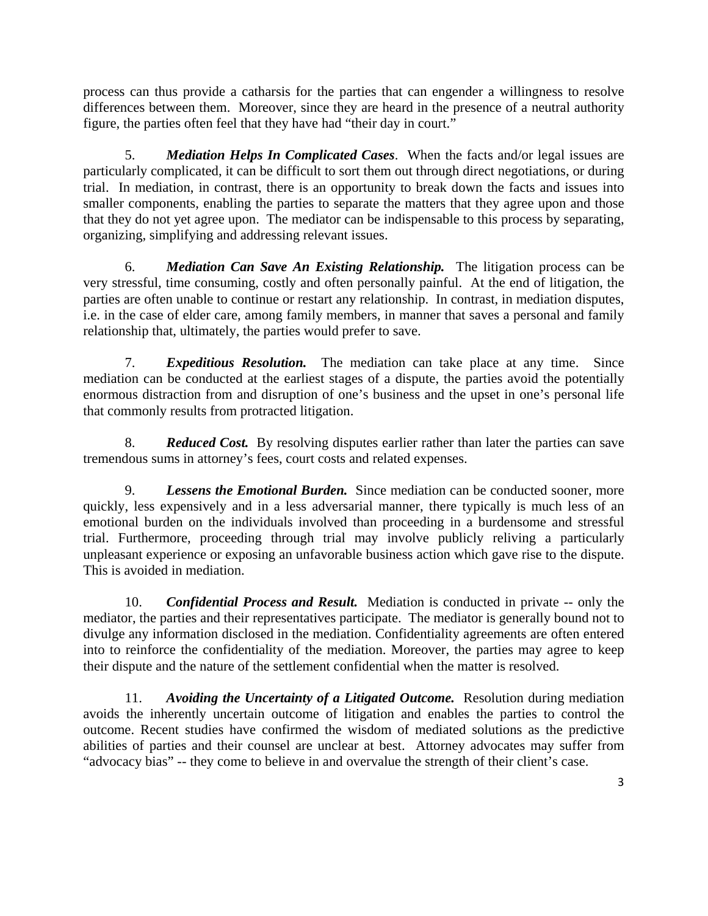process can thus provide a catharsis for the parties that can engender a willingness to resolve differences between them. Moreover, since they are heard in the presence of a neutral authority figure, the parties often feel that they have had "their day in court."

5. ***Mediation Helps In Complicated Cases***. When the facts and/or legal issues are particularly complicated, it can be difficult to sort them out through direct negotiations, or during trial. In mediation, in contrast, there is an opportunity to break down the facts and issues into smaller components, enabling the parties to separate the matters that they agree upon and those that they do not yet agree upon. The mediator can be indispensable to this process by separating, organizing, simplifying and addressing relevant issues.

6. ***Mediation Can Save An Existing Relationship.*** The litigation process can be very stressful, time consuming, costly and often personally painful. At the end of litigation, the parties are often unable to continue or restart any relationship. In contrast, in mediation disputes, i.e. in the case of elder care, among family members, in manner that saves a personal and family relationship that, ultimately, the parties would prefer to save.

7. ***Expeditious Resolution.*** The mediation can take place at any time. Since mediation can be conducted at the earliest stages of a dispute, the parties avoid the potentially enormous distraction from and disruption of one's business and the upset in one's personal life that commonly results from protracted litigation.

8. ***Reduced Cost.*** By resolving disputes earlier rather than later the parties can save tremendous sums in attorney's fees, court costs and related expenses.

9. ***Lessens the Emotional Burden.*** Since mediation can be conducted sooner, more quickly, less expensively and in a less adversarial manner, there typically is much less of an emotional burden on the individuals involved than proceeding in a burdensome and stressful trial. Furthermore, proceeding through trial may involve publicly reliving a particularly unpleasant experience or exposing an unfavorable business action which gave rise to the dispute. This is avoided in mediation.

10. ***Confidential Process and Result.*** Mediation is conducted in private -- only the mediator, the parties and their representatives participate. The mediator is generally bound not to divulge any information disclosed in the mediation. Confidentiality agreements are often entered into to reinforce the confidentiality of the mediation. Moreover, the parties may agree to keep their dispute and the nature of the settlement confidential when the matter is resolved.

11. ***Avoiding the Uncertainty of a Litigated Outcome.*** Resolution during mediation avoids the inherently uncertain outcome of litigation and enables the parties to control the outcome. Recent studies have confirmed the wisdom of mediated solutions as the predictive abilities of parties and their counsel are unclear at best. Attorney advocates may suffer from "advocacy bias" -- they come to believe in and overvalue the strength of their client's case.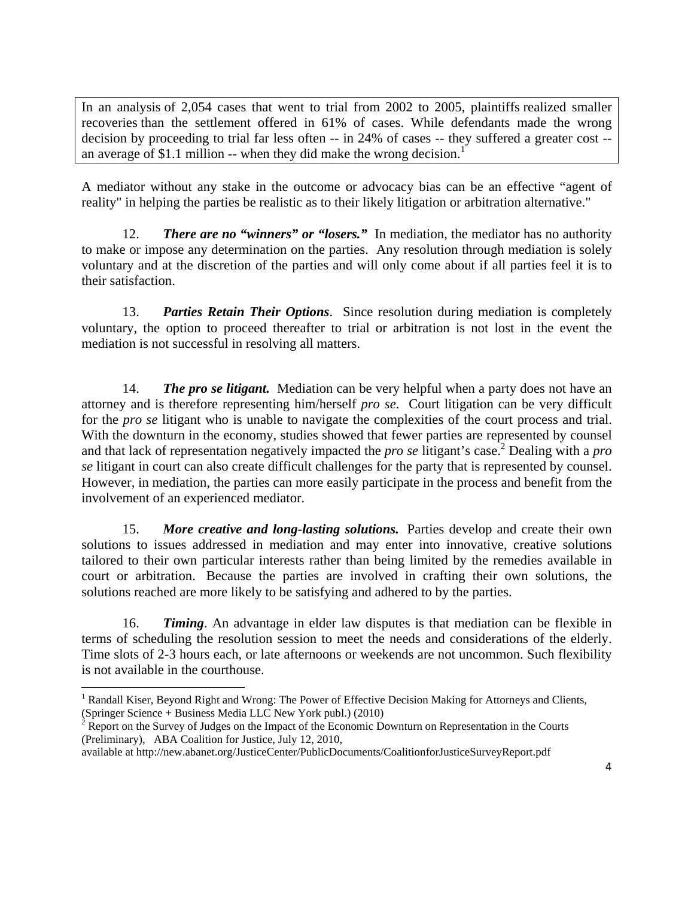> In an analysis of 2,054 cases that went to trial from 2002 to 2005, plaintiffs realized smaller recoveries than the settlement offered in 61% of cases. While defendants made the wrong decision by proceeding to trial far less often -- in 24% of cases -- they suffered a greater cost -- an average of $1.1 million -- when they did make the wrong decision.[1]

A mediator without any stake in the outcome or advocacy bias can be an effective "agent of reality" in helping the parties be realistic as to their likely litigation or arbitration alternative."

12. ***There are no "winners" or "losers."*** In mediation, the mediator has no authority to make or impose any determination on the parties. Any resolution through mediation is solely voluntary and at the discretion of the parties and will only come about if all parties feel it is to their satisfaction.

13. ***Parties Retain Their Options***. Since resolution during mediation is completely voluntary, the option to proceed thereafter to trial or arbitration is not lost in the event the mediation is not successful in resolving all matters.

14. ***The pro se litigant.*** Mediation can be very helpful when a party does not have an attorney and is therefore representing him/herself *pro se*. Court litigation can be very difficult for the *pro se* litigant who is unable to navigate the complexities of the court process and trial. With the downturn in the economy, studies showed that fewer parties are represented by counsel and that lack of representation negatively impacted the *pro se* litigant's case.[2] Dealing with a *pro se* litigant in court can also create difficult challenges for the party that is represented by counsel. However, in mediation, the parties can more easily participate in the process and benefit from the involvement of an experienced mediator.

15. ***More creative and long-lasting solutions.*** Parties develop and create their own solutions to issues addressed in mediation and may enter into innovative, creative solutions tailored to their own particular interests rather than being limited by the remedies available in court or arbitration. Because the parties are involved in crafting their own solutions, the solutions reached are more likely to be satisfying and adhered to by the parties.

16. ***Timing***. An advantage in elder law disputes is that mediation can be flexible in terms of scheduling the resolution session to meet the needs and considerations of the elderly. Time slots of 2-3 hours each, or late afternoons or weekends are not uncommon. Such flexibility is not available in the courthouse.

---

[1] Randall Kiser, Beyond Right and Wrong: The Power of Effective Decision Making for Attorneys and Clients, (Springer Science + Business Media LLC New York publ.) (2010)

[2] Report on the Survey of Judges on the Impact of the Economic Downturn on Representation in the Courts (Preliminary), ABA Coalition for Justice, July 12, 2010, available at http://new.abanet.org/JusticeCenter/PublicDocuments/CoalitionforJusticeSurveyReport.pdf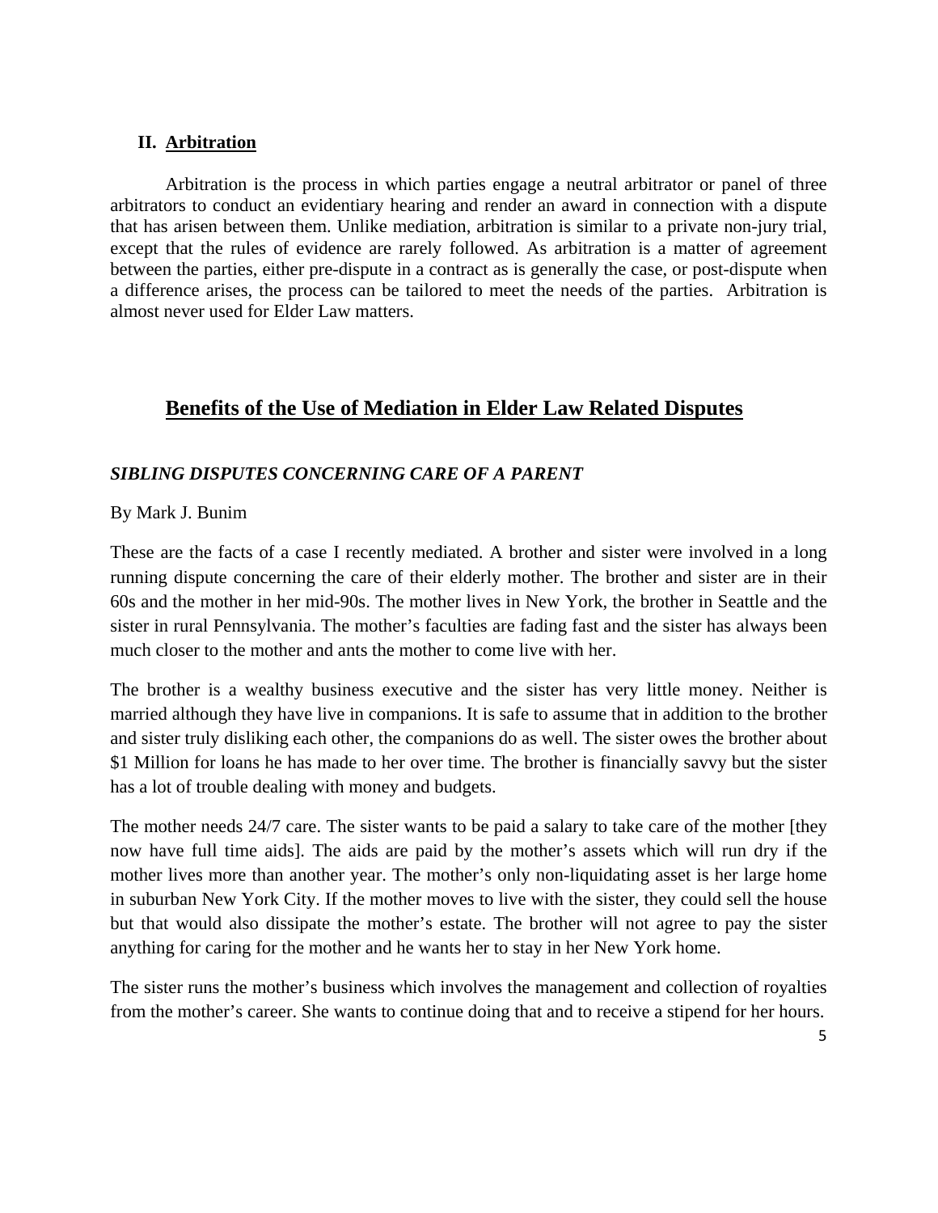## II. Arbitration

Arbitration is the process in which parties engage a neutral arbitrator or panel of three arbitrators to conduct an evidentiary hearing and render an award in connection with a dispute that has arisen between them. Unlike mediation, arbitration is similar to a private non-jury trial, except that the rules of evidence are rarely followed. As arbitration is a matter of agreement between the parties, either pre-dispute in a contract as is generally the case, or post-dispute when a difference arises, the process can be tailored to meet the needs of the parties. Arbitration is almost never used for Elder Law matters.

# Benefits of the Use of Mediation in Elder Law Related Disputes

### *SIBLING DISPUTES CONCERNING CARE OF A PARENT*

By Mark J. Bunim

These are the facts of a case I recently mediated. A brother and sister were involved in a long running dispute concerning the care of their elderly mother. The brother and sister are in their 60s and the mother in her mid-90s. The mother lives in New York, the brother in Seattle and the sister in rural Pennsylvania. The mother's faculties are fading fast and the sister has always been much closer to the mother and ants the mother to come live with her.

The brother is a wealthy business executive and the sister has very little money. Neither is married although they have live in companions. It is safe to assume that in addition to the brother and sister truly disliking each other, the companions do as well. The sister owes the brother about $1 Million for loans he has made to her over time. The brother is financially savvy but the sister has a lot of trouble dealing with money and budgets.

The mother needs 24/7 care. The sister wants to be paid a salary to take care of the mother [they now have full time aids]. The aids are paid by the mother's assets which will run dry if the mother lives more than another year. The mother's only non-liquidating asset is her large home in suburban New York City. If the mother moves to live with the sister, they could sell the house but that would also dissipate the mother's estate. The brother will not agree to pay the sister anything for caring for the mother and he wants her to stay in her New York home.

The sister runs the mother's business which involves the management and collection of royalties from the mother's career. She wants to continue doing that and to receive a stipend for her hours.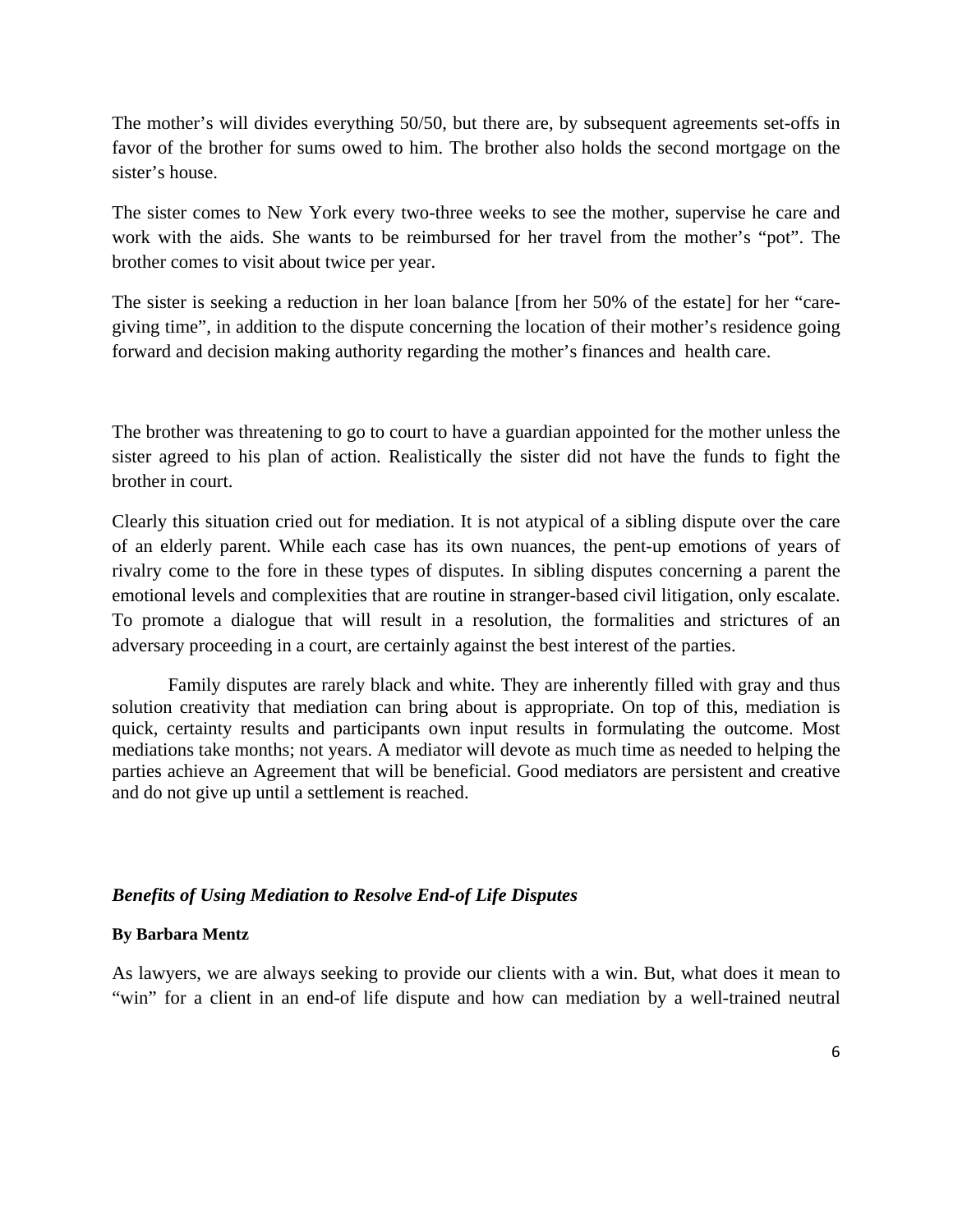The mother's will divides everything 50/50, but there are, by subsequent agreements set-offs in favor of the brother for sums owed to him. The brother also holds the second mortgage on the sister's house.

The sister comes to New York every two-three weeks to see the mother, supervise he care and work with the aids. She wants to be reimbursed for her travel from the mother's "pot". The brother comes to visit about twice per year.

The sister is seeking a reduction in her loan balance [from her 50% of the estate] for her "care-giving time", in addition to the dispute concerning the location of their mother's residence going forward and decision making authority regarding the mother's finances and health care.

The brother was threatening to go to court to have a guardian appointed for the mother unless the sister agreed to his plan of action. Realistically the sister did not have the funds to fight the brother in court.

Clearly this situation cried out for mediation. It is not atypical of a sibling dispute over the care of an elderly parent. While each case has its own nuances, the pent-up emotions of years of rivalry come to the fore in these types of disputes. In sibling disputes concerning a parent the emotional levels and complexities that are routine in stranger-based civil litigation, only escalate. To promote a dialogue that will result in a resolution, the formalities and strictures of an adversary proceeding in a court, are certainly against the best interest of the parties.

Family disputes are rarely black and white. They are inherently filled with gray and thus solution creativity that mediation can bring about is appropriate. On top of this, mediation is quick, certainty results and participants own input results in formulating the outcome. Most mediations take months; not years. A mediator will devote as much time as needed to helping the parties achieve an Agreement that will be beneficial. Good mediators are persistent and creative and do not give up until a settlement is reached.

### ***Benefits of Using Mediation to Resolve End-of Life Disputes***

**By Barbara Mentz**

As lawyers, we are always seeking to provide our clients with a win. But, what does it mean to "win" for a client in an end-of life dispute and how can mediation by a well-trained neutral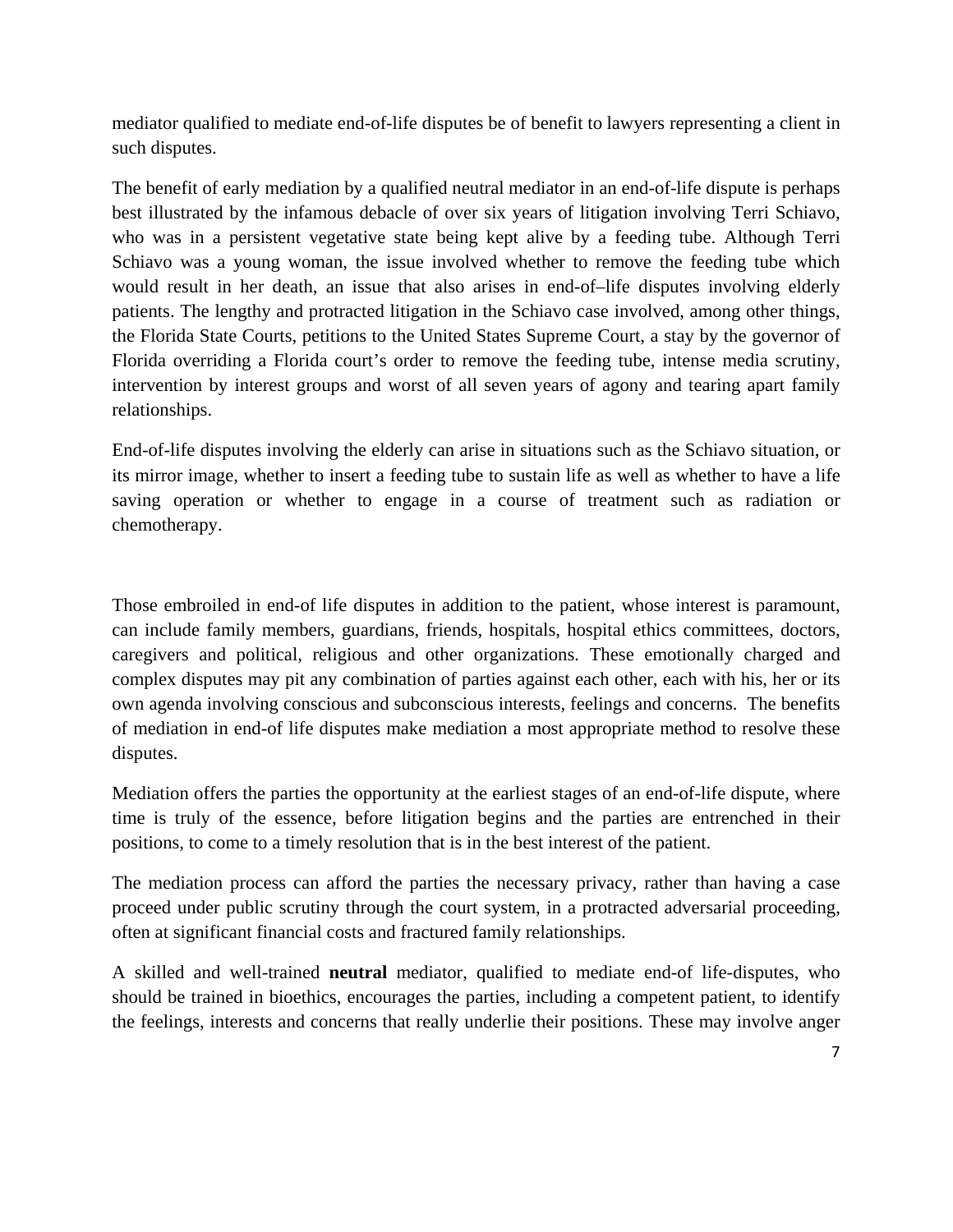mediator qualified to mediate end-of-life disputes be of benefit to lawyers representing a client in such disputes.

The benefit of early mediation by a qualified neutral mediator in an end-of-life dispute is perhaps best illustrated by the infamous debacle of over six years of litigation involving Terri Schiavo, who was in a persistent vegetative state being kept alive by a feeding tube. Although Terri Schiavo was a young woman, the issue involved whether to remove the feeding tube which would result in her death, an issue that also arises in end-of–life disputes involving elderly patients. The lengthy and protracted litigation in the Schiavo case involved, among other things, the Florida State Courts, petitions to the United States Supreme Court, a stay by the governor of Florida overriding a Florida court's order to remove the feeding tube, intense media scrutiny, intervention by interest groups and worst of all seven years of agony and tearing apart family relationships.

End-of-life disputes involving the elderly can arise in situations such as the Schiavo situation, or its mirror image, whether to insert a feeding tube to sustain life as well as whether to have a life saving operation or whether to engage in a course of treatment such as radiation or chemotherapy.

Those embroiled in end-of life disputes in addition to the patient, whose interest is paramount, can include family members, guardians, friends, hospitals, hospital ethics committees, doctors, caregivers and political, religious and other organizations. These emotionally charged and complex disputes may pit any combination of parties against each other, each with his, her or its own agenda involving conscious and subconscious interests, feelings and concerns. The benefits of mediation in end-of life disputes make mediation a most appropriate method to resolve these disputes.

Mediation offers the parties the opportunity at the earliest stages of an end-of-life dispute, where time is truly of the essence, before litigation begins and the parties are entrenched in their positions, to come to a timely resolution that is in the best interest of the patient.

The mediation process can afford the parties the necessary privacy, rather than having a case proceed under public scrutiny through the court system, in a protracted adversarial proceeding, often at significant financial costs and fractured family relationships.

A skilled and well-trained **neutral** mediator, qualified to mediate end-of life-disputes, who should be trained in bioethics, encourages the parties, including a competent patient, to identify the feelings, interests and concerns that really underlie their positions. These may involve anger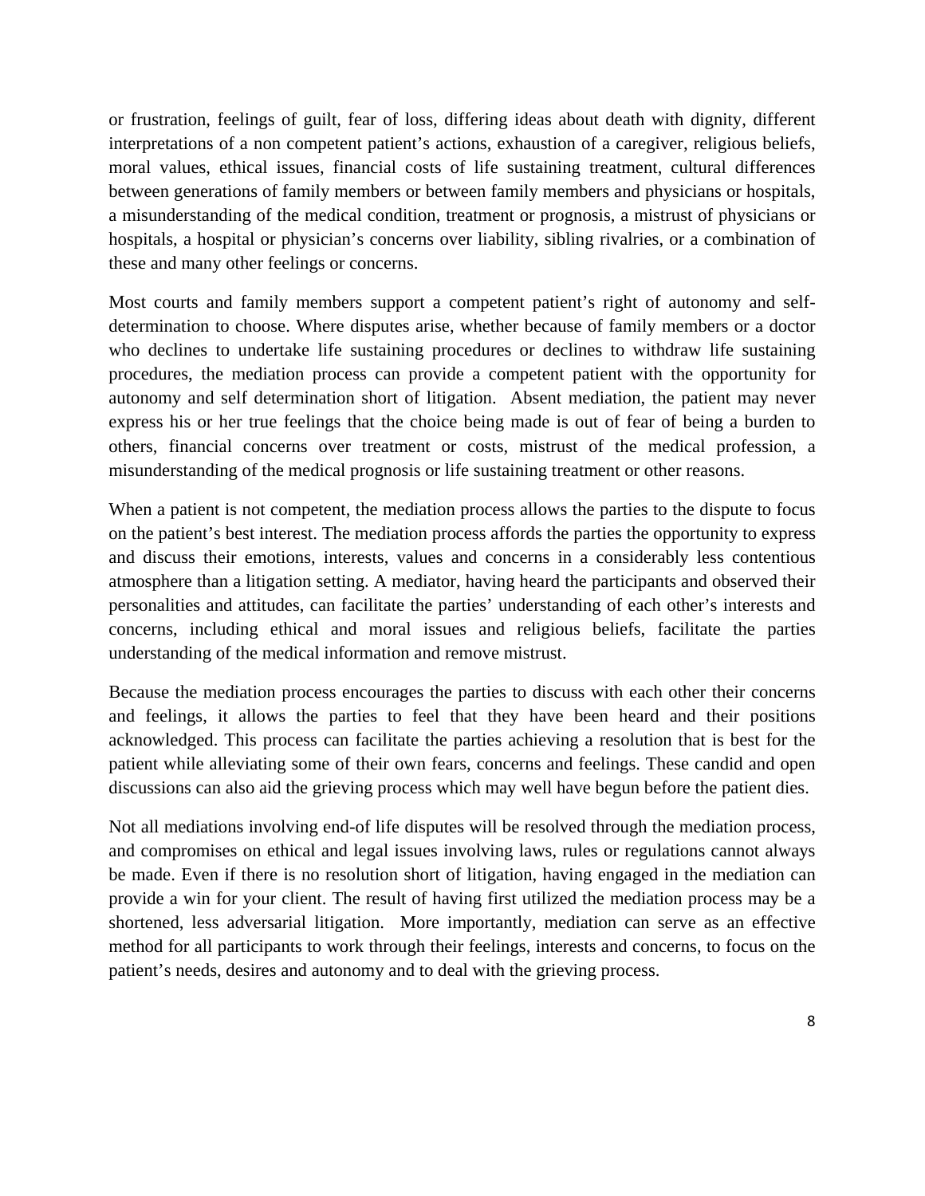or frustration, feelings of guilt, fear of loss, differing ideas about death with dignity, different interpretations of a non competent patient's actions, exhaustion of a caregiver, religious beliefs, moral values, ethical issues, financial costs of life sustaining treatment, cultural differences between generations of family members or between family members and physicians or hospitals, a misunderstanding of the medical condition, treatment or prognosis, a mistrust of physicians or hospitals, a hospital or physician's concerns over liability, sibling rivalries, or a combination of these and many other feelings or concerns.

Most courts and family members support a competent patient's right of autonomy and self-determination to choose. Where disputes arise, whether because of family members or a doctor who declines to undertake life sustaining procedures or declines to withdraw life sustaining procedures, the mediation process can provide a competent patient with the opportunity for autonomy and self determination short of litigation. Absent mediation, the patient may never express his or her true feelings that the choice being made is out of fear of being a burden to others, financial concerns over treatment or costs, mistrust of the medical profession, a misunderstanding of the medical prognosis or life sustaining treatment or other reasons.

When a patient is not competent, the mediation process allows the parties to the dispute to focus on the patient's best interest. The mediation process affords the parties the opportunity to express and discuss their emotions, interests, values and concerns in a considerably less contentious atmosphere than a litigation setting. A mediator, having heard the participants and observed their personalities and attitudes, can facilitate the parties' understanding of each other's interests and concerns, including ethical and moral issues and religious beliefs, facilitate the parties understanding of the medical information and remove mistrust.

Because the mediation process encourages the parties to discuss with each other their concerns and feelings, it allows the parties to feel that they have been heard and their positions acknowledged. This process can facilitate the parties achieving a resolution that is best for the patient while alleviating some of their own fears, concerns and feelings. These candid and open discussions can also aid the grieving process which may well have begun before the patient dies.

Not all mediations involving end-of life disputes will be resolved through the mediation process, and compromises on ethical and legal issues involving laws, rules or regulations cannot always be made. Even if there is no resolution short of litigation, having engaged in the mediation can provide a win for your client. The result of having first utilized the mediation process may be a shortened, less adversarial litigation. More importantly, mediation can serve as an effective method for all participants to work through their feelings, interests and concerns, to focus on the patient's needs, desires and autonomy and to deal with the grieving process.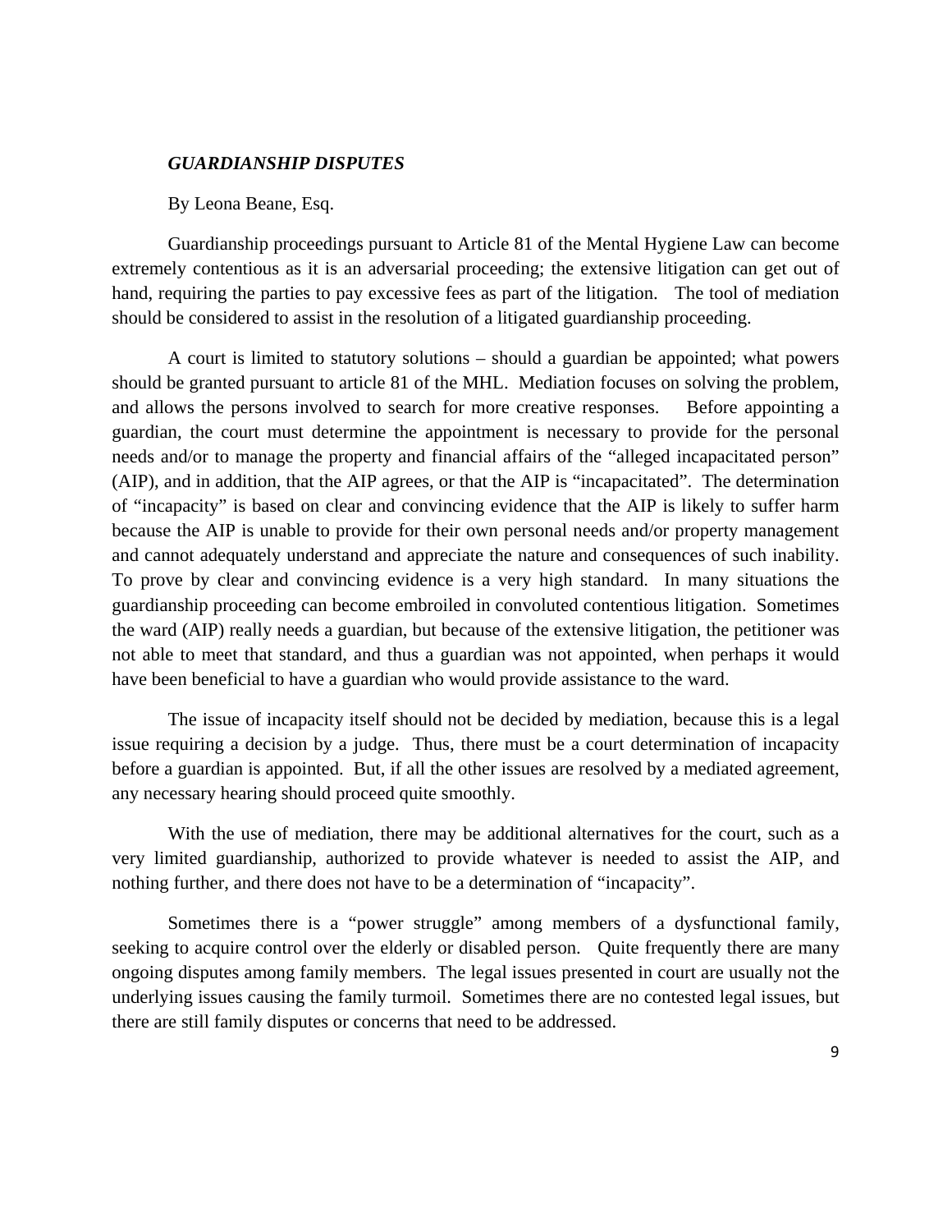***GUARDIANSHIP DISPUTES***

By Leona Beane, Esq.

Guardianship proceedings pursuant to Article 81 of the Mental Hygiene Law can become extremely contentious as it is an adversarial proceeding; the extensive litigation can get out of hand, requiring the parties to pay excessive fees as part of the litigation. The tool of mediation should be considered to assist in the resolution of a litigated guardianship proceeding.

A court is limited to statutory solutions – should a guardian be appointed; what powers should be granted pursuant to article 81 of the MHL. Mediation focuses on solving the problem, and allows the persons involved to search for more creative responses. Before appointing a guardian, the court must determine the appointment is necessary to provide for the personal needs and/or to manage the property and financial affairs of the "alleged incapacitated person" (AIP), and in addition, that the AIP agrees, or that the AIP is "incapacitated". The determination of "incapacity" is based on clear and convincing evidence that the AIP is likely to suffer harm because the AIP is unable to provide for their own personal needs and/or property management and cannot adequately understand and appreciate the nature and consequences of such inability. To prove by clear and convincing evidence is a very high standard. In many situations the guardianship proceeding can become embroiled in convoluted contentious litigation. Sometimes the ward (AIP) really needs a guardian, but because of the extensive litigation, the petitioner was not able to meet that standard, and thus a guardian was not appointed, when perhaps it would have been beneficial to have a guardian who would provide assistance to the ward.

The issue of incapacity itself should not be decided by mediation, because this is a legal issue requiring a decision by a judge. Thus, there must be a court determination of incapacity before a guardian is appointed. But, if all the other issues are resolved by a mediated agreement, any necessary hearing should proceed quite smoothly.

With the use of mediation, there may be additional alternatives for the court, such as a very limited guardianship, authorized to provide whatever is needed to assist the AIP, and nothing further, and there does not have to be a determination of "incapacity".

Sometimes there is a "power struggle" among members of a dysfunctional family, seeking to acquire control over the elderly or disabled person. Quite frequently there are many ongoing disputes among family members. The legal issues presented in court are usually not the underlying issues causing the family turmoil. Sometimes there are no contested legal issues, but there are still family disputes or concerns that need to be addressed.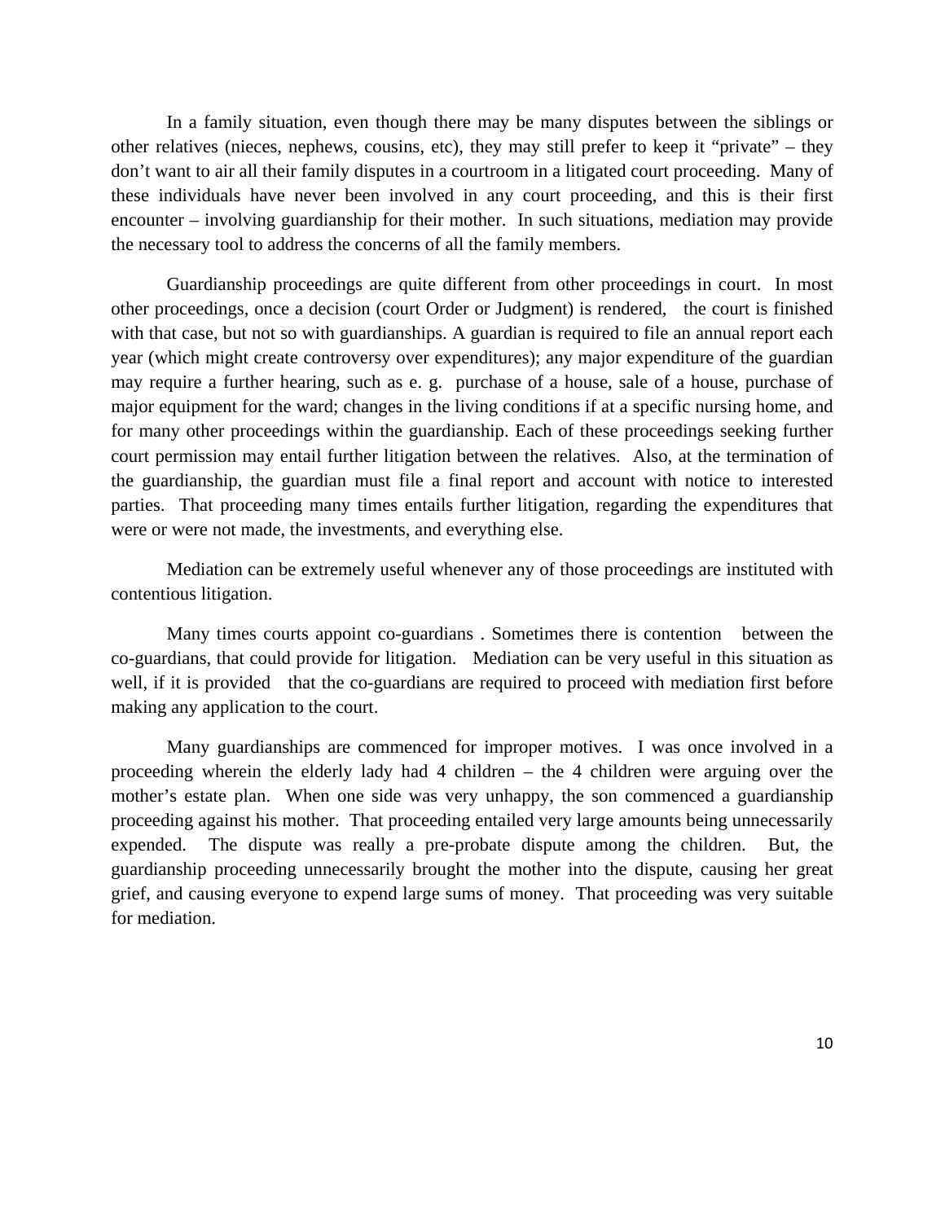In a family situation, even though there may be many disputes between the siblings or other relatives (nieces, nephews, cousins, etc), they may still prefer to keep it "private" – they don't want to air all their family disputes in a courtroom in a litigated court proceeding. Many of these individuals have never been involved in any court proceeding, and this is their first encounter – involving guardianship for their mother. In such situations, mediation may provide the necessary tool to address the concerns of all the family members.

Guardianship proceedings are quite different from other proceedings in court. In most other proceedings, once a decision (court Order or Judgment) is rendered, the court is finished with that case, but not so with guardianships. A guardian is required to file an annual report each year (which might create controversy over expenditures); any major expenditure of the guardian may require a further hearing, such as e. g. purchase of a house, sale of a house, purchase of major equipment for the ward; changes in the living conditions if at a specific nursing home, and for many other proceedings within the guardianship. Each of these proceedings seeking further court permission may entail further litigation between the relatives. Also, at the termination of the guardianship, the guardian must file a final report and account with notice to interested parties. That proceeding many times entails further litigation, regarding the expenditures that were or were not made, the investments, and everything else.

Mediation can be extremely useful whenever any of those proceedings are instituted with contentious litigation.

Many times courts appoint co-guardians . Sometimes there is contention between the co-guardians, that could provide for litigation. Mediation can be very useful in this situation as well, if it is provided that the co-guardians are required to proceed with mediation first before making any application to the court.

Many guardianships are commenced for improper motives. I was once involved in a proceeding wherein the elderly lady had 4 children – the 4 children were arguing over the mother's estate plan. When one side was very unhappy, the son commenced a guardianship proceeding against his mother. That proceeding entailed very large amounts being unnecessarily expended. The dispute was really a pre-probate dispute among the children. But, the guardianship proceeding unnecessarily brought the mother into the dispute, causing her great grief, and causing everyone to expend large sums of money. That proceeding was very suitable for mediation.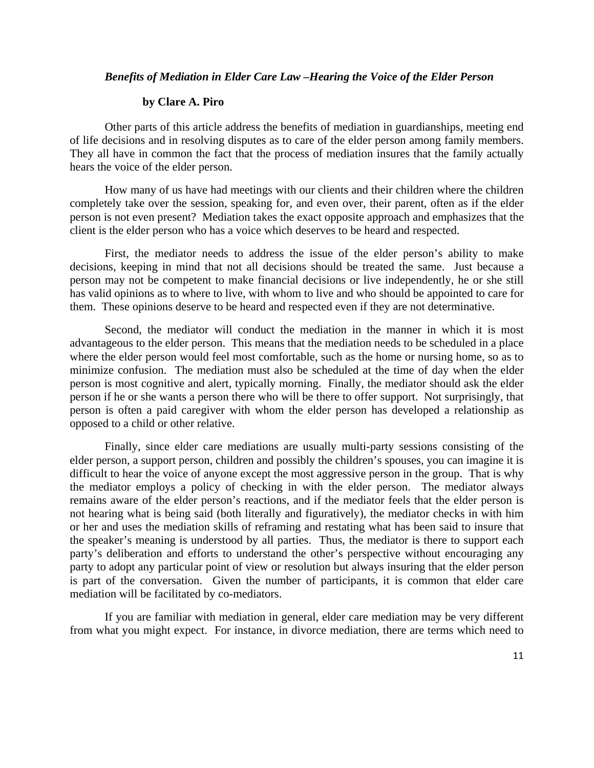### *Benefits of Mediation in Elder Care Law –Hearing the Voice of the Elder Person*

**by Clare A. Piro**

Other parts of this article address the benefits of mediation in guardianships, meeting end of life decisions and in resolving disputes as to care of the elder person among family members. They all have in common the fact that the process of mediation insures that the family actually hears the voice of the elder person.

How many of us have had meetings with our clients and their children where the children completely take over the session, speaking for, and even over, their parent, often as if the elder person is not even present? Mediation takes the exact opposite approach and emphasizes that the client is the elder person who has a voice which deserves to be heard and respected.

First, the mediator needs to address the issue of the elder person's ability to make decisions, keeping in mind that not all decisions should be treated the same. Just because a person may not be competent to make financial decisions or live independently, he or she still has valid opinions as to where to live, with whom to live and who should be appointed to care for them. These opinions deserve to be heard and respected even if they are not determinative.

Second, the mediator will conduct the mediation in the manner in which it is most advantageous to the elder person. This means that the mediation needs to be scheduled in a place where the elder person would feel most comfortable, such as the home or nursing home, so as to minimize confusion. The mediation must also be scheduled at the time of day when the elder person is most cognitive and alert, typically morning. Finally, the mediator should ask the elder person if he or she wants a person there who will be there to offer support. Not surprisingly, that person is often a paid caregiver with whom the elder person has developed a relationship as opposed to a child or other relative.

Finally, since elder care mediations are usually multi-party sessions consisting of the elder person, a support person, children and possibly the children's spouses, you can imagine it is difficult to hear the voice of anyone except the most aggressive person in the group. That is why the mediator employs a policy of checking in with the elder person. The mediator always remains aware of the elder person's reactions, and if the mediator feels that the elder person is not hearing what is being said (both literally and figuratively), the mediator checks in with him or her and uses the mediation skills of reframing and restating what has been said to insure that the speaker's meaning is understood by all parties. Thus, the mediator is there to support each party's deliberation and efforts to understand the other's perspective without encouraging any party to adopt any particular point of view or resolution but always insuring that the elder person is part of the conversation. Given the number of participants, it is common that elder care mediation will be facilitated by co-mediators.

If you are familiar with mediation in general, elder care mediation may be very different from what you might expect. For instance, in divorce mediation, there are terms which need to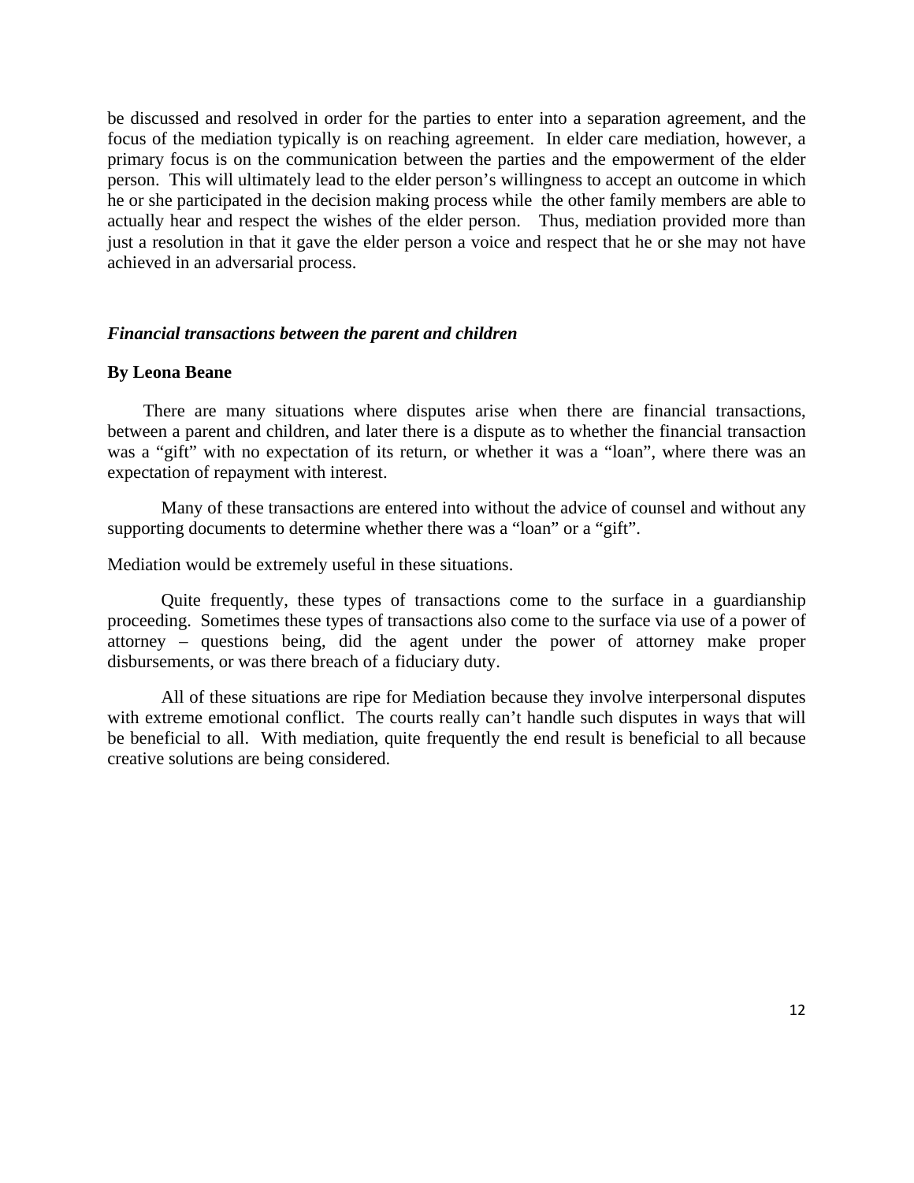be discussed and resolved in order for the parties to enter into a separation agreement, and the focus of the mediation typically is on reaching agreement. In elder care mediation, however, a primary focus is on the communication between the parties and the empowerment of the elder person. This will ultimately lead to the elder person's willingness to accept an outcome in which he or she participated in the decision making process while the other family members are able to actually hear and respect the wishes of the elder person. Thus, mediation provided more than just a resolution in that it gave the elder person a voice and respect that he or she may not have achieved in an adversarial process.

### *Financial transactions between the parent and children*

**By Leona Beane**

There are many situations where disputes arise when there are financial transactions, between a parent and children, and later there is a dispute as to whether the financial transaction was a "gift" with no expectation of its return, or whether it was a "loan", where there was an expectation of repayment with interest.

Many of these transactions are entered into without the advice of counsel and without any supporting documents to determine whether there was a "loan" or a "gift".

Mediation would be extremely useful in these situations.

Quite frequently, these types of transactions come to the surface in a guardianship proceeding. Sometimes these types of transactions also come to the surface via use of a power of attorney – questions being, did the agent under the power of attorney make proper disbursements, or was there breach of a fiduciary duty.

All of these situations are ripe for Mediation because they involve interpersonal disputes with extreme emotional conflict. The courts really can't handle such disputes in ways that will be beneficial to all. With mediation, quite frequently the end result is beneficial to all because creative solutions are being considered.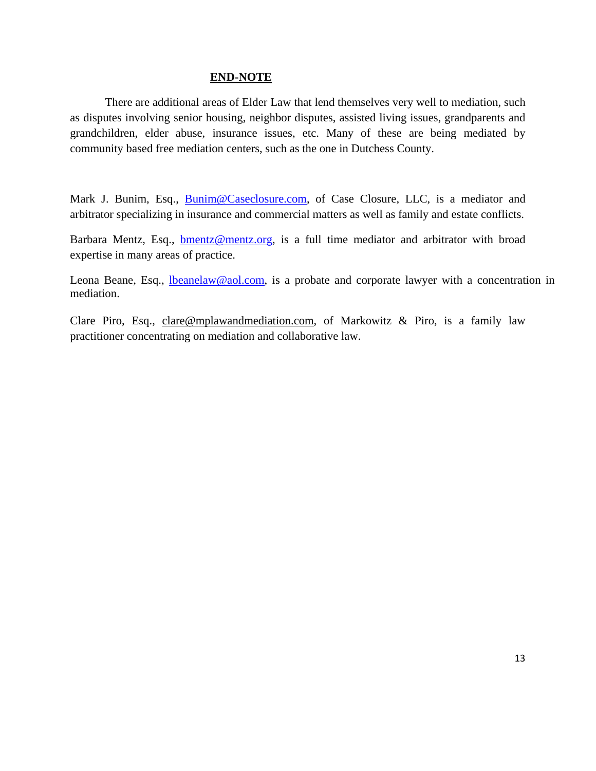## END-NOTE

There are additional areas of Elder Law that lend themselves very well to mediation, such as disputes involving senior housing, neighbor disputes, assisted living issues, grandparents and grandchildren, elder abuse, insurance issues, etc. Many of these are being mediated by community based free mediation centers, such as the one in Dutchess County.

Mark J. Bunim, Esq., Bunim@Caseclosure.com, of Case Closure, LLC, is a mediator and arbitrator specializing in insurance and commercial matters as well as family and estate conflicts.

Barbara Mentz, Esq., bmentz@mentz.org, is a full time mediator and arbitrator with broad expertise in many areas of practice.

Leona Beane, Esq., lbeanelaw@aol.com, is a probate and corporate lawyer with a concentration in mediation.

Clare Piro, Esq., clare@mplawandmediation.com, of Markowitz & Piro, is a family law practitioner concentrating on mediation and collaborative law.